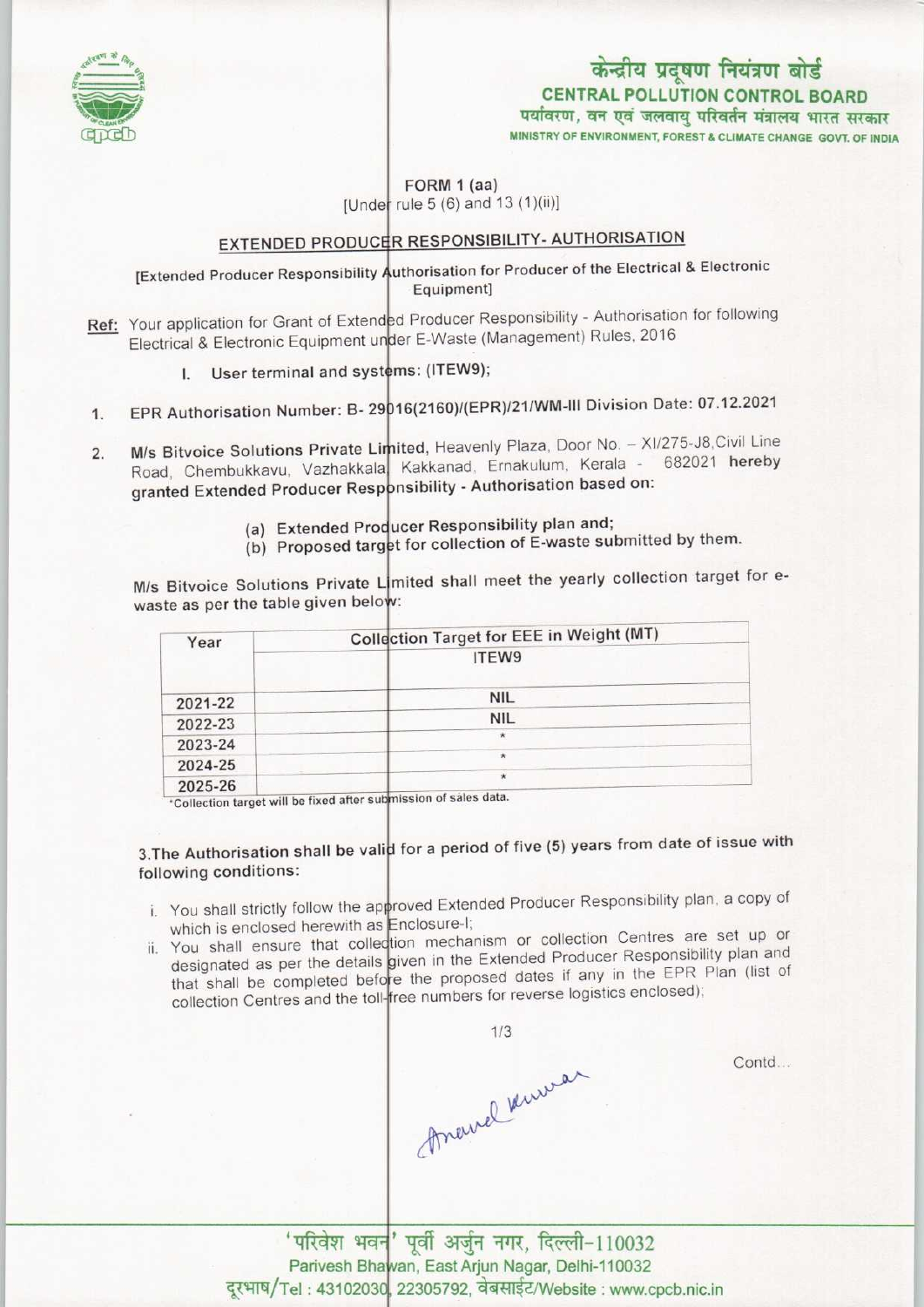केन्द्रीय प्रदूषण नियंत्रण बोर्ड

**CENTRAL POLLUTION CONTROL BOARD**

पर्यावरण, वन एवं जलवायु परिवर्तन मंत्रालय भारत सरकार

MINISTRY OF ENVIRONMENT, FOREST & CLIMATE CHANGE GOVT. OF INDIA

FORM 1 (aa)

[Under rule 5 (6) and 13 (1)(ii)]

## EXTENDED PRODUCER RESPONSIBILITY- AUTHORISATION

[Extended Producer Responsibility Authorisation for Producer of the Electrical & Electronic Equipment]

**Ref:** Your application for Grant of Extended Producer Responsibility - Authorisation for following Electrical & Electronic Equipment under E-Waste (Management) Rules, 2016

I. User terminal and systems: (ITEW9);

1. EPR Authorisation Number: B- 29016(2160)/(EPR)/21/WM-III Division Date: 07.12.2021

2. **M/s Bitvoice Solutions Private Limited,** Heavenly Plaza, Door No. – XI/275-J8,Civil Line Road, Chembukkavu, Vazhakkala, Kakkanad, Ernakulum, Kerala - 682021 **hereby granted Extended Producer Responsibility - Authorisation based on:**

   (a) Extended Producer Responsibility plan and;
   (b) Proposed target for collection of E-waste submitted by them.

M/s Bitvoice Solutions Private Limited shall meet the yearly collection target for e-waste as per the table given below:

| Year | Collection Target for EEE in Weight (MT) |
|---|---|
| | ITEW9 |
| 2021-22 | NIL |
| 2022-23 | NIL |
| 2023-24 | * |
| 2024-25 | * |
| 2025-26 | * |

*Collection target will be fixed after submission of sales data.

3. The Authorisation shall be valid for a period of five (5) years from date of issue with following conditions:

i. You shall strictly follow the approved Extended Producer Responsibility plan, a copy of which is enclosed herewith as Enclosure-I;

ii. You shall ensure that collection mechanism or collection Centres are set up or designated as per the details given in the Extended Producer Responsibility plan and that shall be completed before the proposed dates if any in the EPR Plan (list of collection Centres and the toll-free numbers for reverse logistics enclosed);

Contd...

'परिवेश भवन' पूर्वी अर्जुन नगर, दिल्ली-110032

Parivesh Bhawan, East Arjun Nagar, Delhi-110032

दूरभाष/Tel : 43102030, 22305792, वेबसाईट/Website : www.cpcb.nic.in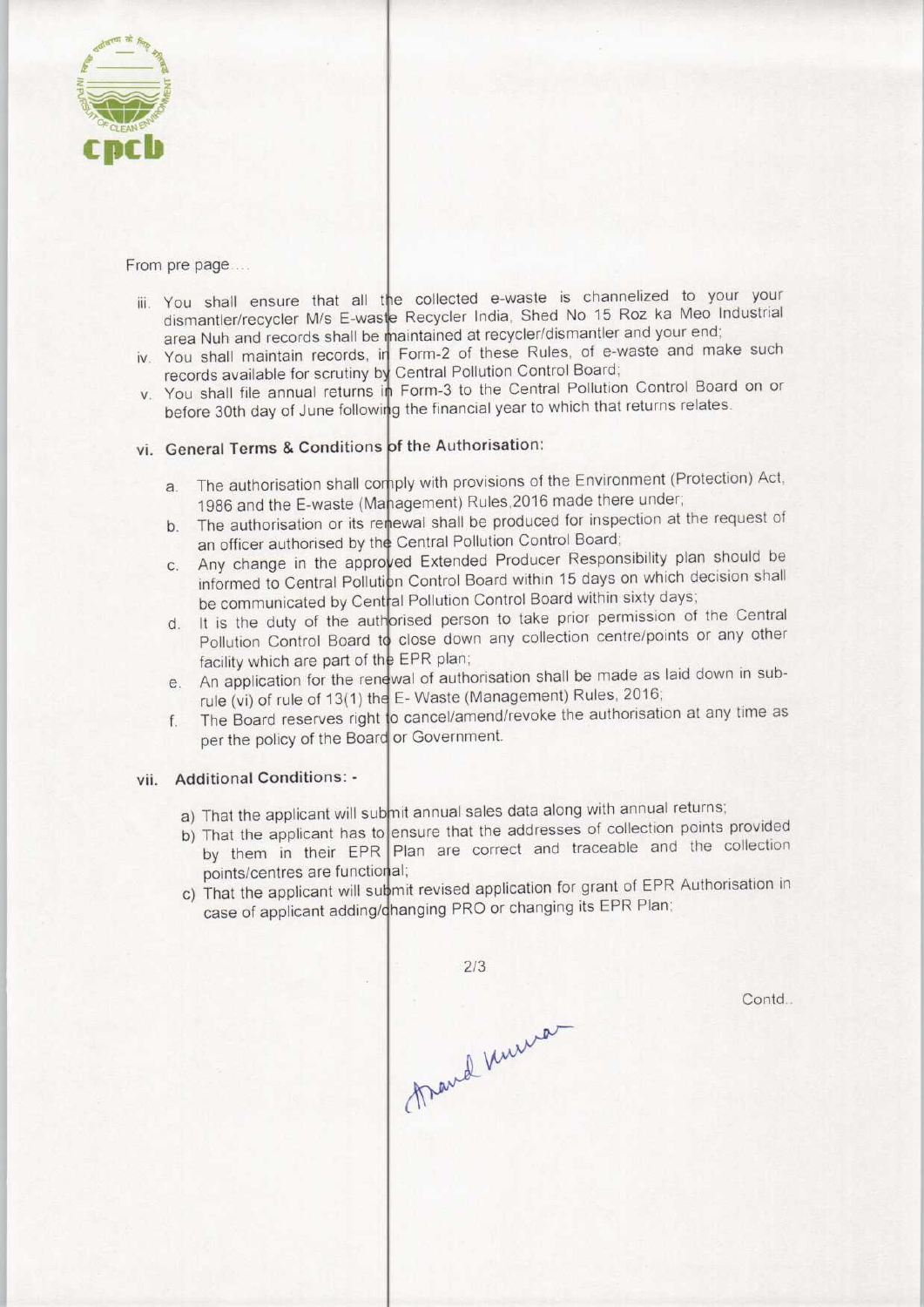From pre page....

iii. You shall ensure that all the collected e-waste is channelized to your your dismantler/recycler M/s E-waste Recycler India, Shed No 15 Roz ka Meo Industrial area Nuh and records shall be maintained at recycler/dismantler and your end;

iv. You shall maintain records, in Form-2 of these Rules, of e-waste and make such records available for scrutiny by Central Pollution Control Board;

v. You shall file annual returns in Form-3 to the Central Pollution Control Board on or before 30th day of June following the financial year to which that returns relates.

vi. **General Terms & Conditions of the Authorisation:**

a. The authorisation shall comply with provisions of the Environment (Protection) Act, 1986 and the E-waste (Management) Rules,2016 made there under;

b. The authorisation or its renewal shall be produced for inspection at the request of an officer authorised by the Central Pollution Control Board;

c. Any change in the approved Extended Producer Responsibility plan should be informed to Central Pollution Control Board within 15 days on which decision shall be communicated by Central Pollution Control Board within sixty days;

d. It is the duty of the authorised person to take prior permission of the Central Pollution Control Board to close down any collection centre/points or any other facility which are part of the EPR plan;

e. An application for the renewal of authorisation shall be made as laid down in sub-rule (vi) of rule of 13(1) the E- Waste (Management) Rules, 2016;

f. The Board reserves right to cancel/amend/revoke the authorisation at any time as per the policy of the Board or Government.

vii. **Additional Conditions: -**

a) That the applicant will submit annual sales data along with annual returns;

b) That the applicant has to ensure that the addresses of collection points provided by them in their EPR Plan are correct and traceable and the collection points/centres are functional;

c) That the applicant will submit revised application for grant of EPR Authorisation in case of applicant adding/changing PRO or changing its EPR Plan;

Contd..

Anand Kumar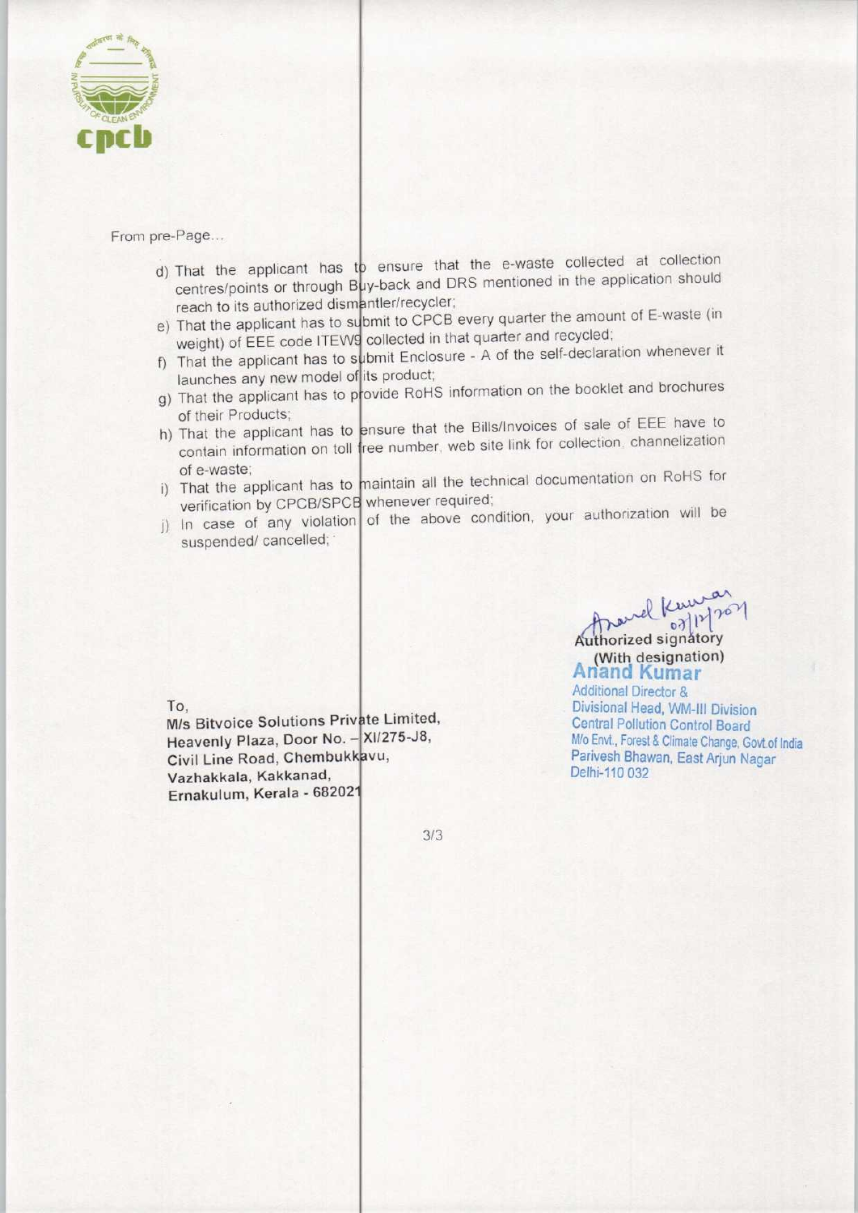From pre-Page...

d) That the applicant has to ensure that the e-waste collected at collection centres/points or through Buy-back and DRS mentioned in the application should reach to its authorized dismantler/recycler;

e) That the applicant has to submit to CPCB every quarter the amount of E-waste (in weight) of EEE code ITEW9 collected in that quarter and recycled;

f) That the applicant has to submit Enclosure - A of the self-declaration whenever it launches any new model of its product;

g) That the applicant has to provide RoHS information on the booklet and brochures of their Products;

h) That the applicant has to ensure that the Bills/Invoices of sale of EEE have to contain information on toll free number, web site link for collection, channelization of e-waste;

i) That the applicant has to maintain all the technical documentation on RoHS for verification by CPCB/SPCB whenever required;

j) In case of any violation of the above condition, your authorization will be suspended/ cancelled;

Anand Kumar 03/12/2021

Authorized signatory
(With designation)

**Anand Kumar**
Additional Director &
Divisional Head, WM-III Division
Central Pollution Control Board
M/o Envt., Forest & Climate Change, Govt of India
Parivesh Bhawan, East Arjun Nagar
Delhi-110 032

To,
**M/s Bitvoice Solutions Private Limited,**
**Heavenly Plaza, Door No. – XI/275-J8,**
**Civil Line Road, Chembukkavu,**
**Vazhakkala, Kakkanad,**
**Ernakulum, Kerala - 682021**